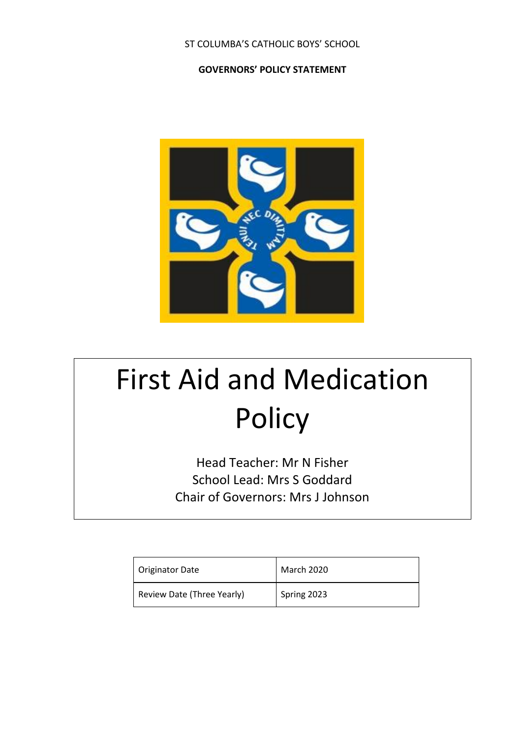ST COLUMBA'S CATHOLIC BOYS' SCHOOL

**GOVERNORS' POLICY STATEMENT**

# First Aid and Medication Policy

Head Teacher: Mr N Fisher
School Lead: Mrs S Goddard
Chair of Governors: Mrs J Johnson

| Originator Date | March 2020 |
|---|---|
| Review Date (Three Yearly) | Spring 2023 |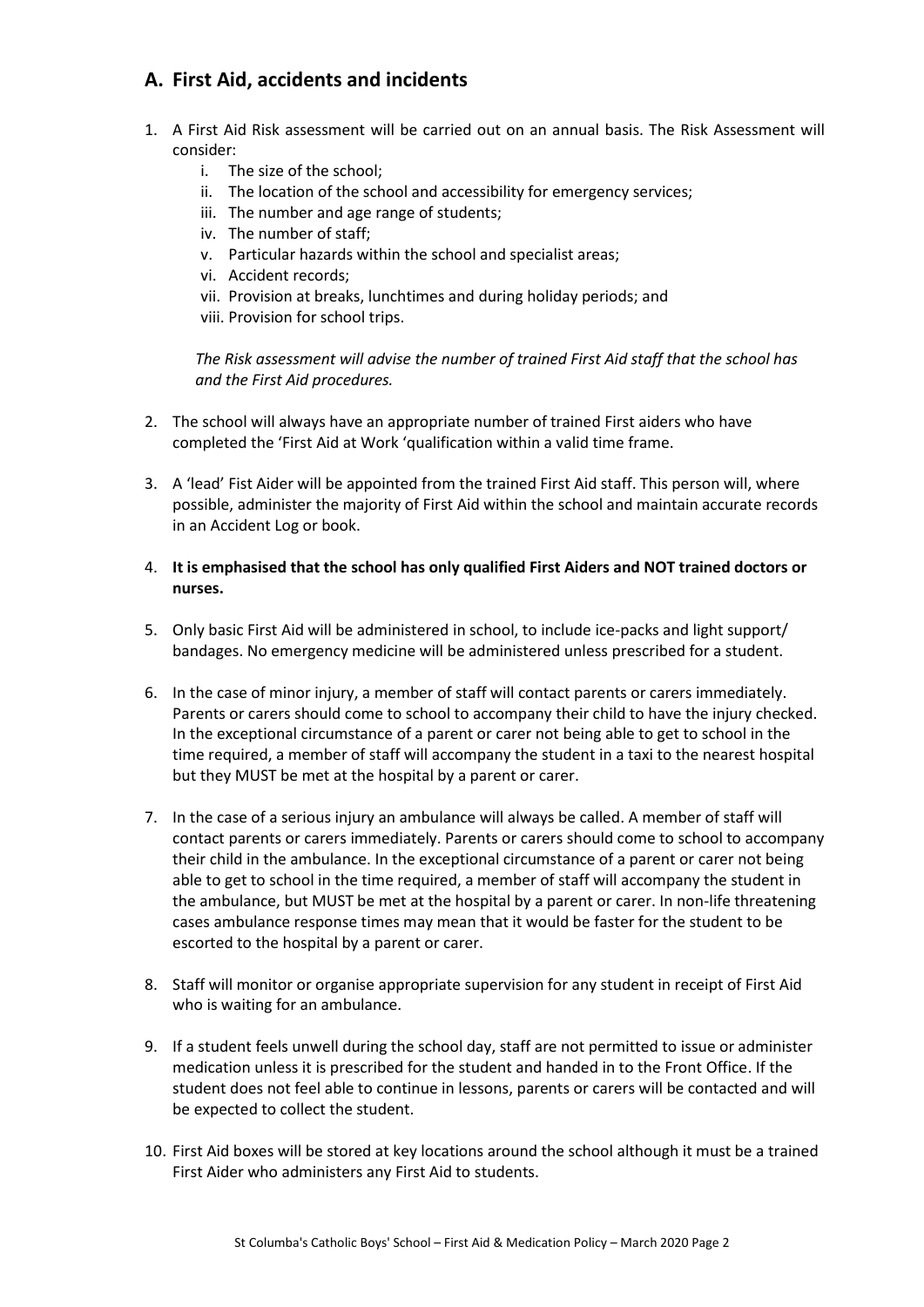## A. First Aid, accidents and incidents

1. A First Aid Risk assessment will be carried out on an annual basis. The Risk Assessment will consider:
   i. The size of the school;
   ii. The location of the school and accessibility for emergency services;
   iii. The number and age range of students;
   iv. The number of staff;
   v. Particular hazards within the school and specialist areas;
   vi. Accident records;
   vii. Provision at breaks, lunchtimes and during holiday periods; and
   viii. Provision for school trips.

   *The Risk assessment will advise the number of trained First Aid staff that the school has and the First Aid procedures.*

2. The school will always have an appropriate number of trained First aiders who have completed the 'First Aid at Work 'qualification within a valid time frame.

3. A 'lead' Fist Aider will be appointed from the trained First Aid staff. This person will, where possible, administer the majority of First Aid within the school and maintain accurate records in an Accident Log or book.

4. **It is emphasised that the school has only qualified First Aiders and NOT trained doctors or nurses.**

5. Only basic First Aid will be administered in school, to include ice-packs and light support/ bandages. No emergency medicine will be administered unless prescribed for a student.

6. In the case of minor injury, a member of staff will contact parents or carers immediately. Parents or carers should come to school to accompany their child to have the injury checked. In the exceptional circumstance of a parent or carer not being able to get to school in the time required, a member of staff will accompany the student in a taxi to the nearest hospital but they MUST be met at the hospital by a parent or carer.

7. In the case of a serious injury an ambulance will always be called. A member of staff will contact parents or carers immediately. Parents or carers should come to school to accompany their child in the ambulance. In the exceptional circumstance of a parent or carer not being able to get to school in the time required, a member of staff will accompany the student in the ambulance, but MUST be met at the hospital by a parent or carer. In non-life threatening cases ambulance response times may mean that it would be faster for the student to be escorted to the hospital by a parent or carer.

8. Staff will monitor or organise appropriate supervision for any student in receipt of First Aid who is waiting for an ambulance.

9. If a student feels unwell during the school day, staff are not permitted to issue or administer medication unless it is prescribed for the student and handed in to the Front Office. If the student does not feel able to continue in lessons, parents or carers will be contacted and will be expected to collect the student.

10. First Aid boxes will be stored at key locations around the school although it must be a trained First Aider who administers any First Aid to students.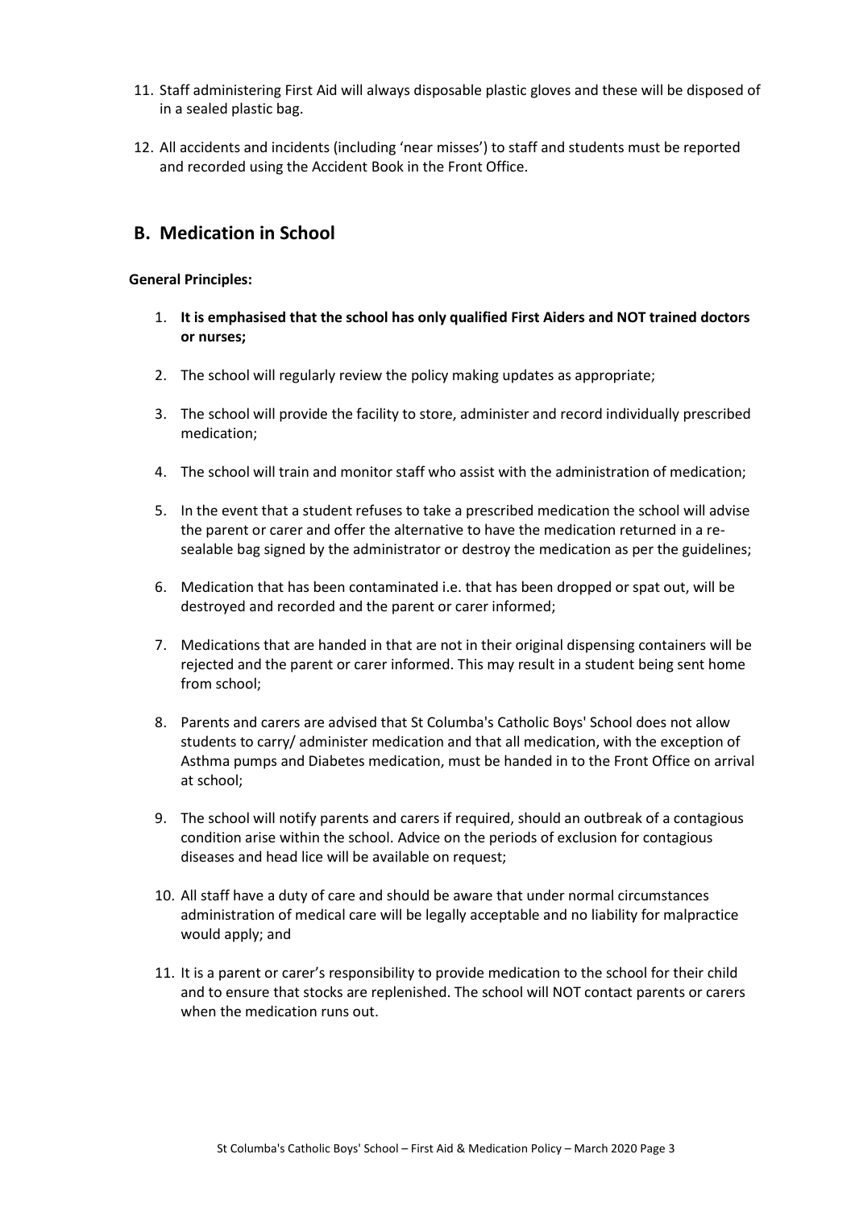11. Staff administering First Aid will always disposable plastic gloves and these will be disposed of in a sealed plastic bag.

12. All accidents and incidents (including 'near misses') to staff and students must be reported and recorded using the Accident Book in the Front Office.

## B. Medication in School

**General Principles:**

1. **It is emphasised that the school has only qualified First Aiders and NOT trained doctors or nurses;**

2. The school will regularly review the policy making updates as appropriate;

3. The school will provide the facility to store, administer and record individually prescribed medication;

4. The school will train and monitor staff who assist with the administration of medication;

5. In the event that a student refuses to take a prescribed medication the school will advise the parent or carer and offer the alternative to have the medication returned in a re-sealable bag signed by the administrator or destroy the medication as per the guidelines;

6. Medication that has been contaminated i.e. that has been dropped or spat out, will be destroyed and recorded and the parent or carer informed;

7. Medications that are handed in that are not in their original dispensing containers will be rejected and the parent or carer informed. This may result in a student being sent home from school;

8. Parents and carers are advised that St Columba's Catholic Boys' School does not allow students to carry/ administer medication and that all medication, with the exception of Asthma pumps and Diabetes medication, must be handed in to the Front Office on arrival at school;

9. The school will notify parents and carers if required, should an outbreak of a contagious condition arise within the school. Advice on the periods of exclusion for contagious diseases and head lice will be available on request;

10. All staff have a duty of care and should be aware that under normal circumstances administration of medical care will be legally acceptable and no liability for malpractice would apply; and

11. It is a parent or carer's responsibility to provide medication to the school for their child and to ensure that stocks are replenished. The school will NOT contact parents or carers when the medication runs out.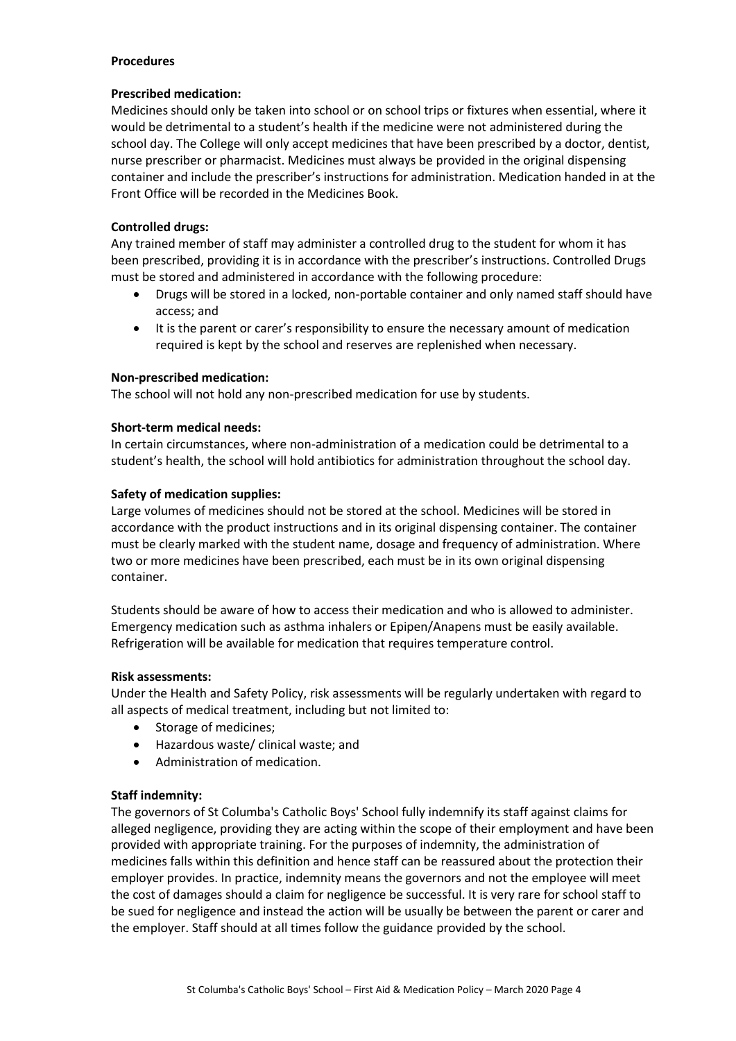**Procedures**

**Prescribed medication:**

Medicines should only be taken into school or on school trips or fixtures when essential, where it would be detrimental to a student's health if the medicine were not administered during the school day. The College will only accept medicines that have been prescribed by a doctor, dentist, nurse prescriber or pharmacist. Medicines must always be provided in the original dispensing container and include the prescriber's instructions for administration. Medication handed in at the Front Office will be recorded in the Medicines Book.

**Controlled drugs:**

Any trained member of staff may administer a controlled drug to the student for whom it has been prescribed, providing it is in accordance with the prescriber's instructions. Controlled Drugs must be stored and administered in accordance with the following procedure:

- Drugs will be stored in a locked, non-portable container and only named staff should have access; and
- It is the parent or carer's responsibility to ensure the necessary amount of medication required is kept by the school and reserves are replenished when necessary.

**Non-prescribed medication:**

The school will not hold any non-prescribed medication for use by students.

**Short-term medical needs:**

In certain circumstances, where non-administration of a medication could be detrimental to a student's health, the school will hold antibiotics for administration throughout the school day.

**Safety of medication supplies:**

Large volumes of medicines should not be stored at the school. Medicines will be stored in accordance with the product instructions and in its original dispensing container. The container must be clearly marked with the student name, dosage and frequency of administration. Where two or more medicines have been prescribed, each must be in its own original dispensing container.

Students should be aware of how to access their medication and who is allowed to administer. Emergency medication such as asthma inhalers or Epipen/Anapens must be easily available. Refrigeration will be available for medication that requires temperature control.

**Risk assessments:**

Under the Health and Safety Policy, risk assessments will be regularly undertaken with regard to all aspects of medical treatment, including but not limited to:

- Storage of medicines;
- Hazardous waste/ clinical waste; and
- Administration of medication.

**Staff indemnity:**

The governors of St Columba's Catholic Boys' School fully indemnify its staff against claims for alleged negligence, providing they are acting within the scope of their employment and have been provided with appropriate training. For the purposes of indemnity, the administration of medicines falls within this definition and hence staff can be reassured about the protection their employer provides. In practice, indemnity means the governors and not the employee will meet the cost of damages should a claim for negligence be successful. It is very rare for school staff to be sued for negligence and instead the action will be usually be between the parent or carer and the employer. Staff should at all times follow the guidance provided by the school.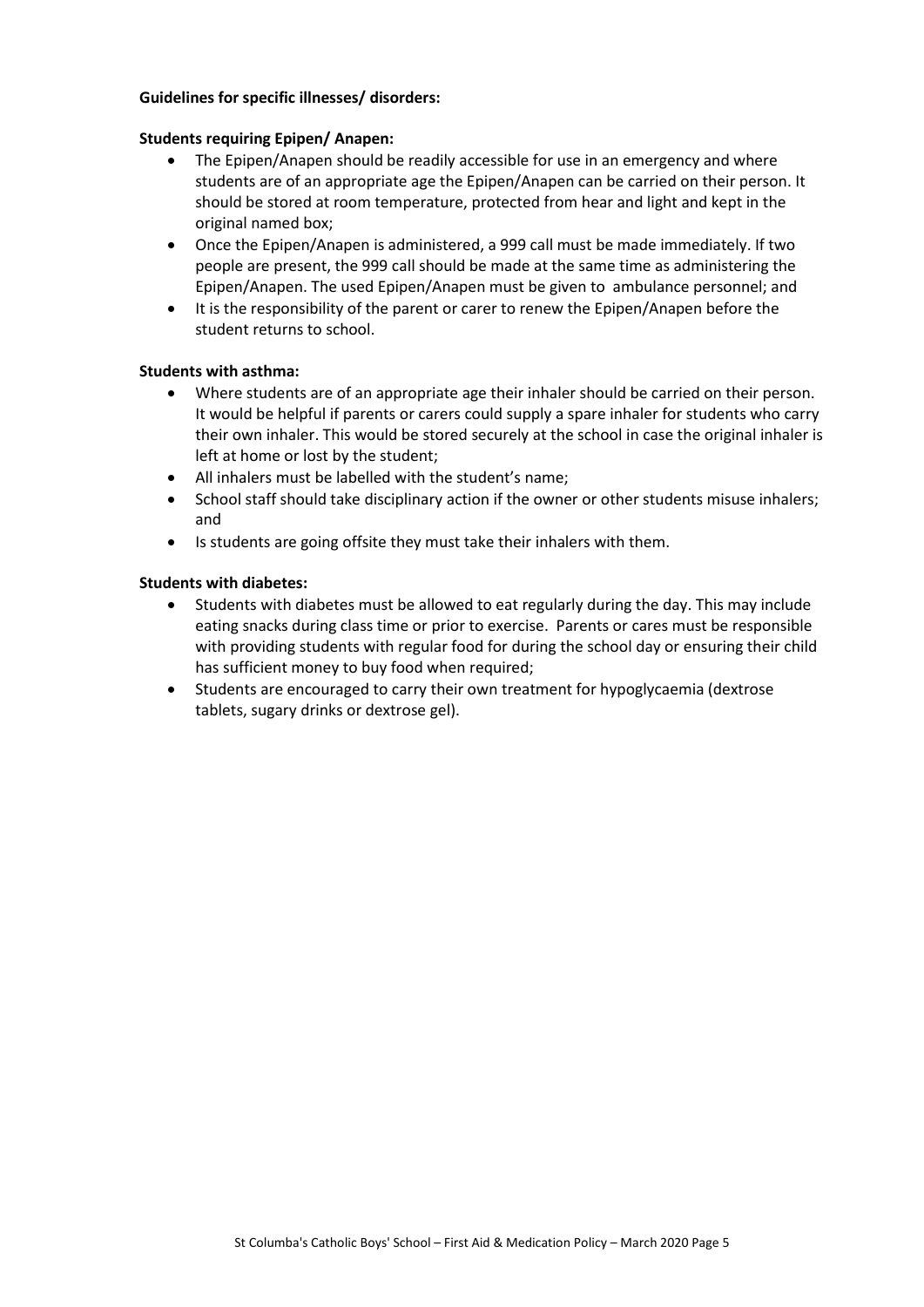**Guidelines for specific illnesses/ disorders:**

**Students requiring Epipen/ Anapen:**

- The Epipen/Anapen should be readily accessible for use in an emergency and where students are of an appropriate age the Epipen/Anapen can be carried on their person. It should be stored at room temperature, protected from hear and light and kept in the original named box;
- Once the Epipen/Anapen is administered, a 999 call must be made immediately. If two people are present, the 999 call should be made at the same time as administering the Epipen/Anapen. The used Epipen/Anapen must be given to ambulance personnel; and
- It is the responsibility of the parent or carer to renew the Epipen/Anapen before the student returns to school.

**Students with asthma:**

- Where students are of an appropriate age their inhaler should be carried on their person. It would be helpful if parents or carers could supply a spare inhaler for students who carry their own inhaler. This would be stored securely at the school in case the original inhaler is left at home or lost by the student;
- All inhalers must be labelled with the student's name;
- School staff should take disciplinary action if the owner or other students misuse inhalers; and
- Is students are going offsite they must take their inhalers with them.

**Students with diabetes:**

- Students with diabetes must be allowed to eat regularly during the day. This may include eating snacks during class time or prior to exercise. Parents or cares must be responsible with providing students with regular food for during the school day or ensuring their child has sufficient money to buy food when required;
- Students are encouraged to carry their own treatment for hypoglycaemia (dextrose tablets, sugary drinks or dextrose gel).